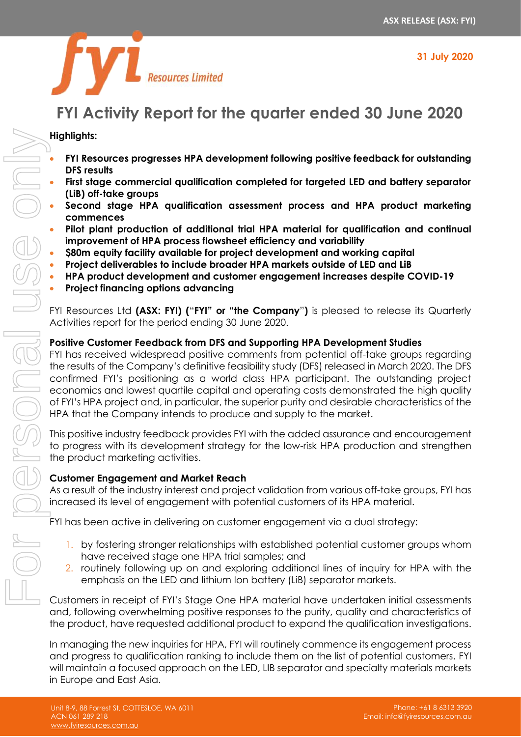# FYI Activity Report for the quarter ended 30 June 2020

31 July 2020

**Highlights:**

- **FYI Resources progresses HPA development following positive feedback for outstanding DFS results**
- **First stage commercial qualification completed for targeted LED and battery separator (LiB) off-take groups**
- **Second stage HPA qualification assessment process and HPA product marketing commences**
- **Pilot plant production of additional trial HPA material for qualification and continual improvement of HPA process flowsheet efficiency and variability**
- **$80m equity facility available for project development and working capital**
- **Project deliverables to include broader HPA markets outside of LED and LiB**
- **HPA product development and customer engagement increases despite COVID-19**
- **Project financing options advancing**

FYI Resources Ltd **(ASX: FYI) ("FYI" or "the Company")** is pleased to release its Quarterly Activities report for the period ending 30 June 2020.

### Positive Customer Feedback from DFS and Supporting HPA Development Studies

FYI has received widespread positive comments from potential off-take groups regarding the results of the Company's definitive feasibility study (DFS) released in March 2020. The DFS confirmed FYI's positioning as a world class HPA participant. The outstanding project economics and lowest quartile capital and operating costs demonstrated the high quality of FYI's HPA project and, in particular, the superior purity and desirable characteristics of the HPA that the Company intends to produce and supply to the market.

This positive industry feedback provides FYI with the added assurance and encouragement to progress with its development strategy for the low-risk HPA production and strengthen the product marketing activities.

### Customer Engagement and Market Reach

As a result of the industry interest and project validation from various off-take groups, FYI has increased its level of engagement with potential customers of its HPA material.

FYI has been active in delivering on customer engagement via a dual strategy:

1. by fostering stronger relationships with established potential customer groups whom have received stage one HPA trial samples; and
2. routinely following up on and exploring additional lines of inquiry for HPA with the emphasis on the LED and lithium Ion battery (LiB) separator markets.

Customers in receipt of FYI's Stage One HPA material have undertaken initial assessments and, following overwhelming positive responses to the purity, quality and characteristics of the product, have requested additional product to expand the qualification investigations.

In managing the new inquiries for HPA, FYI will routinely commence its engagement process and progress to qualification ranking to include them on the list of potential customers. FYI will maintain a focused approach on the LED, LIB separator and specialty materials markets in Europe and East Asia.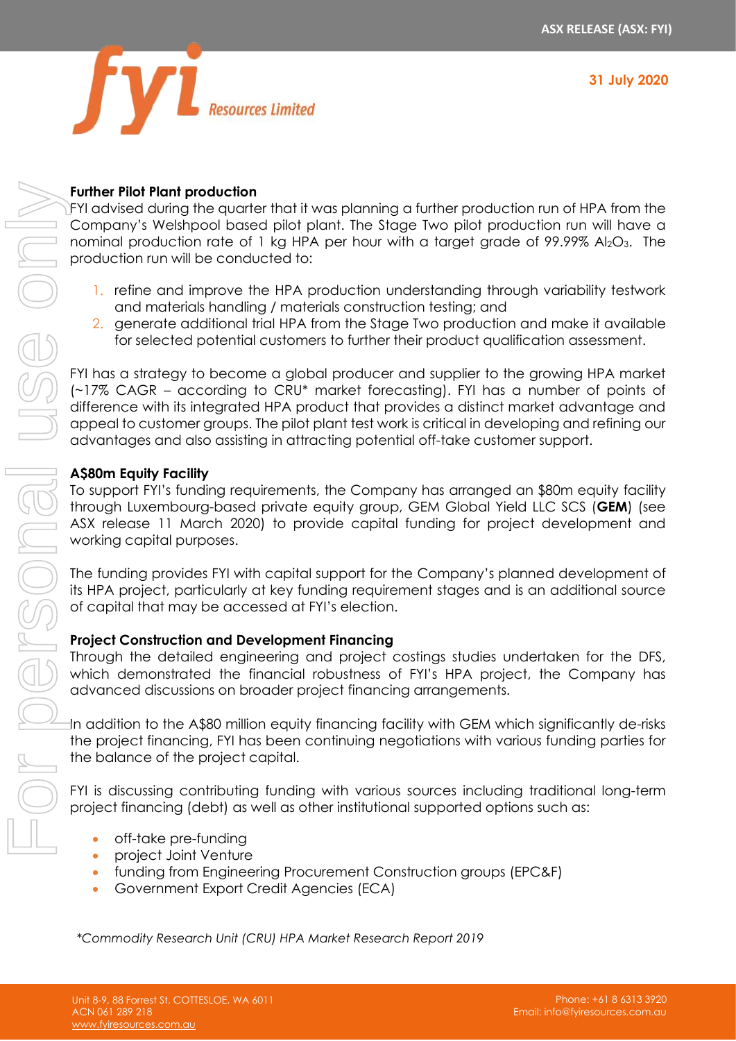**Further Pilot Plant production**

FYI advised during the quarter that it was planning a further production run of HPA from the Company's Welshpool based pilot plant. The Stage Two pilot production run will have a nominal production rate of 1 kg HPA per hour with a target grade of 99.99% $Al_2O_3$. The production run will be conducted to:

1. refine and improve the HPA production understanding through variability testwork and materials handling / materials construction testing; and
2. generate additional trial HPA from the Stage Two production and make it available for selected potential customers to further their product qualification assessment.

FYI has a strategy to become a global producer and supplier to the growing HPA market (~17% CAGR – according to CRU* market forecasting). FYI has a number of points of difference with its integrated HPA product that provides a distinct market advantage and appeal to customer groups. The pilot plant test work is critical in developing and refining our advantages and also assisting in attracting potential off-take customer support.

**A$80m Equity Facility**

To support FYI's funding requirements, the Company has arranged an $80m equity facility through Luxembourg-based private equity group, GEM Global Yield LLC SCS (**GEM**) (see ASX release 11 March 2020) to provide capital funding for project development and working capital purposes.

The funding provides FYI with capital support for the Company's planned development of its HPA project, particularly at key funding requirement stages and is an additional source of capital that may be accessed at FYI's election.

**Project Construction and Development Financing**

Through the detailed engineering and project costings studies undertaken for the DFS, which demonstrated the financial robustness of FYI's HPA project, the Company has advanced discussions on broader project financing arrangements.

In addition to the A$80 million equity financing facility with GEM which significantly de-risks the project financing, FYI has been continuing negotiations with various funding parties for the balance of the project capital.

FYI is discussing contributing funding with various sources including traditional long-term project financing (debt) as well as other institutional supported options such as:

- off-take pre-funding
- project Joint Venture
- funding from Engineering Procurement Construction groups (EPC&F)
- Government Export Credit Agencies (ECA)

*\*Commodity Research Unit (CRU) HPA Market Research Report 2019*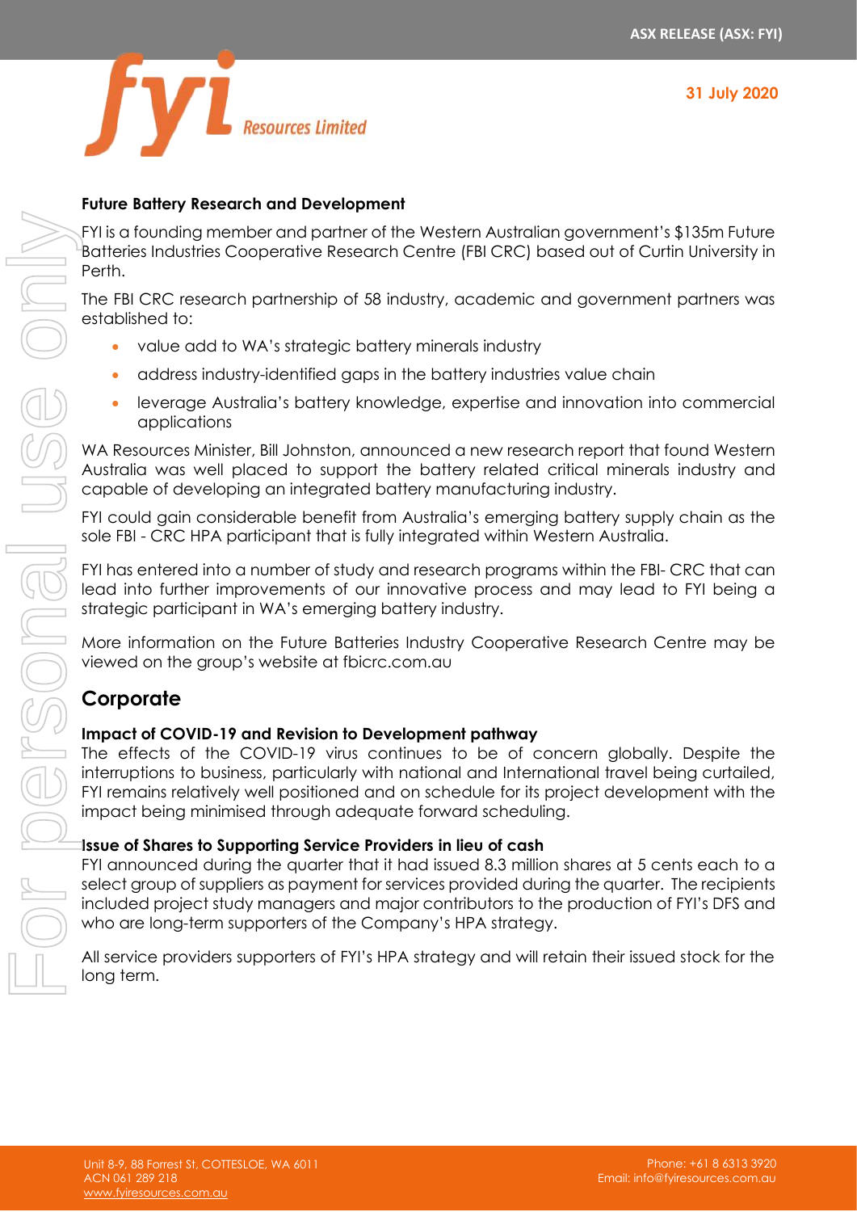#### Future Battery Research and Development

FYI is a founding member and partner of the Western Australian government's $135m Future Batteries Industries Cooperative Research Centre (FBI CRC) based out of Curtin University in Perth.

The FBI CRC research partnership of 58 industry, academic and government partners was established to:

- value add to WA's strategic battery minerals industry
- address industry-identified gaps in the battery industries value chain
- leverage Australia's battery knowledge, expertise and innovation into commercial applications

WA Resources Minister, Bill Johnston, announced a new research report that found Western Australia was well placed to support the battery related critical minerals industry and capable of developing an integrated battery manufacturing industry.

FYI could gain considerable benefit from Australia's emerging battery supply chain as the sole FBI - CRC HPA participant that is fully integrated within Western Australia.

FYI has entered into a number of study and research programs within the FBI- CRC that can lead into further improvements of our innovative process and may lead to FYI being a strategic participant in WA's emerging battery industry.

More information on the Future Batteries Industry Cooperative Research Centre may be viewed on the group's website at fbicrc.com.au

## Corporate

#### Impact of COVID-19 and Revision to Development pathway

The effects of the COVID-19 virus continues to be of concern globally. Despite the interruptions to business, particularly with national and International travel being curtailed, FYI remains relatively well positioned and on schedule for its project development with the impact being minimised through adequate forward scheduling.

#### Issue of Shares to Supporting Service Providers in lieu of cash

FYI announced during the quarter that it had issued 8.3 million shares at 5 cents each to a select group of suppliers as payment for services provided during the quarter. The recipients included project study managers and major contributors to the production of FYI's DFS and who are long-term supporters of the Company's HPA strategy.

All service providers supporters of FYI's HPA strategy and will retain their issued stock for the long term.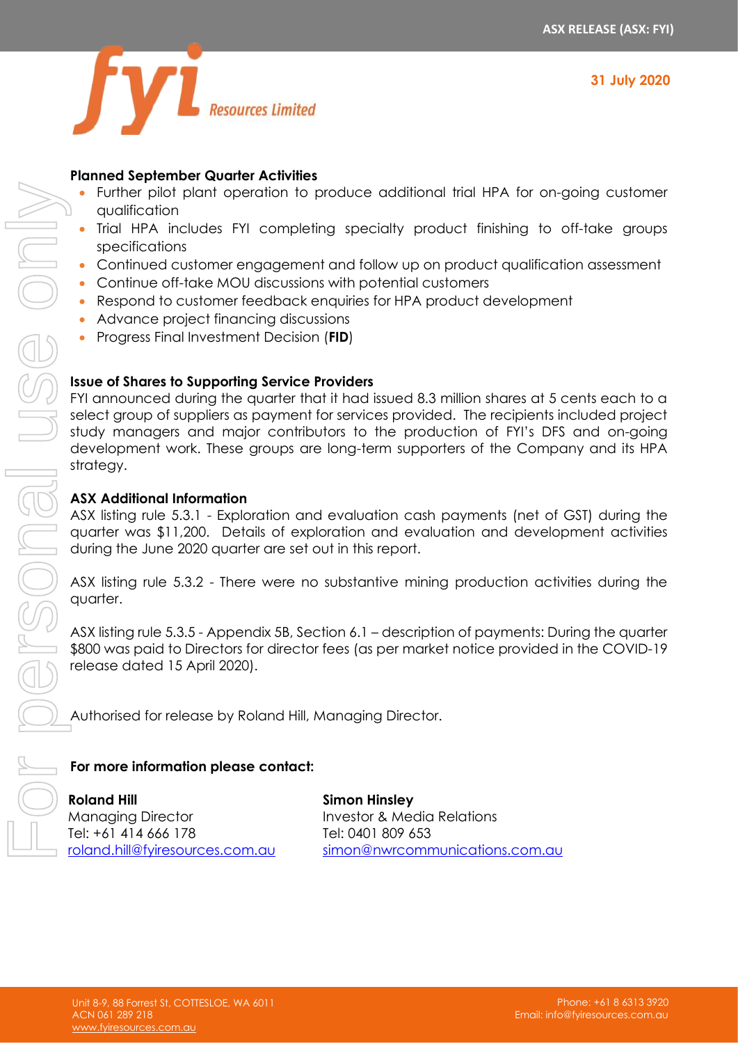**Planned September Quarter Activities**

- Further pilot plant operation to produce additional trial HPA for on-going customer qualification
- Trial HPA includes FYI completing specialty product finishing to off-take groups specifications
- Continued customer engagement and follow up on product qualification assessment
- Continue off-take MOU discussions with potential customers
- Respond to customer feedback enquiries for HPA product development
- Advance project financing discussions
- Progress Final Investment Decision (**FID**)

**Issue of Shares to Supporting Service Providers**

FYI announced during the quarter that it had issued 8.3 million shares at 5 cents each to a select group of suppliers as payment for services provided. The recipients included project study managers and major contributors to the production of FYI's DFS and on-going development work. These groups are long-term supporters of the Company and its HPA strategy.

**ASX Additional Information**

ASX listing rule 5.3.1 - Exploration and evaluation cash payments (net of GST) during the quarter was $11,200. Details of exploration and evaluation and development activities during the June 2020 quarter are set out in this report.

ASX listing rule 5.3.2 - There were no substantive mining production activities during the quarter.

ASX listing rule 5.3.5 - Appendix 5B, Section 6.1 – description of payments: During the quarter $800 was paid to Directors for director fees (as per market notice provided in the COVID-19 release dated 15 April 2020).

Authorised for release by Roland Hill, Managing Director.

**For more information please contact:**

**Roland Hill**
Managing Director
Tel: +61 414 666 178
roland.hill@fyiresources.com.au

**Simon Hinsley**
Investor & Media Relations
Tel: 0401 809 653
simon@nwrcommunications.com.au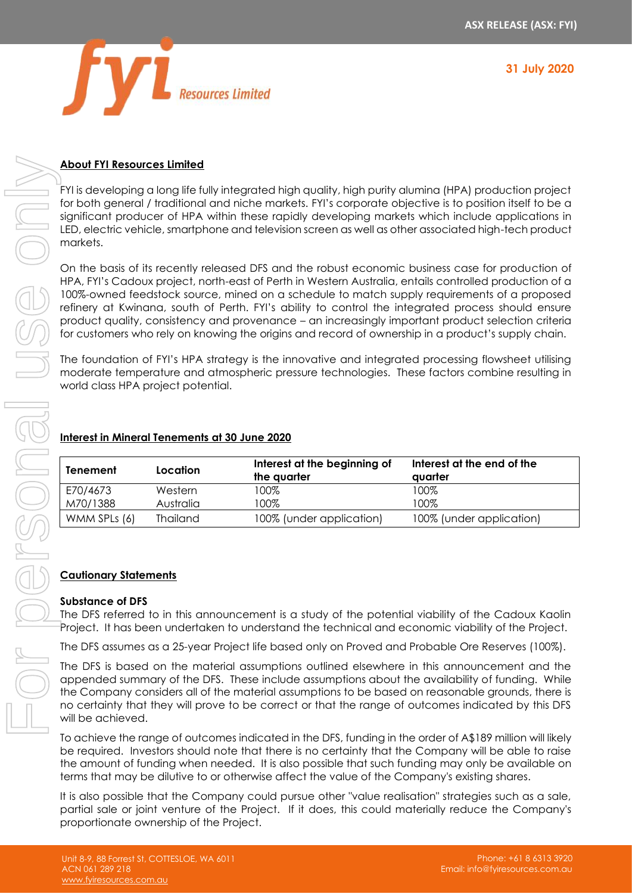## About FYI Resources Limited

FYI is developing a long life fully integrated high quality, high purity alumina (HPA) production project for both general / traditional and niche markets. FYI's corporate objective is to position itself to be a significant producer of HPA within these rapidly developing markets which include applications in LED, electric vehicle, smartphone and television screen as well as other associated high-tech product markets.

On the basis of its recently released DFS and the robust economic business case for production of HPA, FYI's Cadoux project, north-east of Perth in Western Australia, entails controlled production of a 100%-owned feedstock source, mined on a schedule to match supply requirements of a proposed refinery at Kwinana, south of Perth. FYI's ability to control the integrated process should ensure product quality, consistency and provenance – an increasingly important product selection criteria for customers who rely on knowing the origins and record of ownership in a product's supply chain.

The foundation of FYI's HPA strategy is the innovative and integrated processing flowsheet utilising moderate temperature and atmospheric pressure technologies. These factors combine resulting in world class HPA project potential.

## Interest in Mineral Tenements at 30 June 2020

| Tenement | Location | Interest at the beginning of the quarter | Interest at the end of the quarter |
|---|---|---|---|
| E70/4673 M70/1388 | Western Australia | 100% 100% | 100% 100% |
| WMM SPLs (6) | Thailand | 100% (under application) | 100% (under application) |

## Cautionary Statements

### Substance of DFS

The DFS referred to in this announcement is a study of the potential viability of the Cadoux Kaolin Project. It has been undertaken to understand the technical and economic viability of the Project.

The DFS assumes as a 25-year Project life based only on Proved and Probable Ore Reserves (100%).

The DFS is based on the material assumptions outlined elsewhere in this announcement and the appended summary of the DFS. These include assumptions about the availability of funding. While the Company considers all of the material assumptions to be based on reasonable grounds, there is no certainty that they will prove to be correct or that the range of outcomes indicated by this DFS will be achieved.

To achieve the range of outcomes indicated in the DFS, funding in the order of A$189 million will likely be required. Investors should note that there is no certainty that the Company will be able to raise the amount of funding when needed. It is also possible that such funding may only be available on terms that may be dilutive to or otherwise affect the value of the Company's existing shares.

It is also possible that the Company could pursue other "value realisation" strategies such as a sale, partial sale or joint venture of the Project. If it does, this could materially reduce the Company's proportionate ownership of the Project.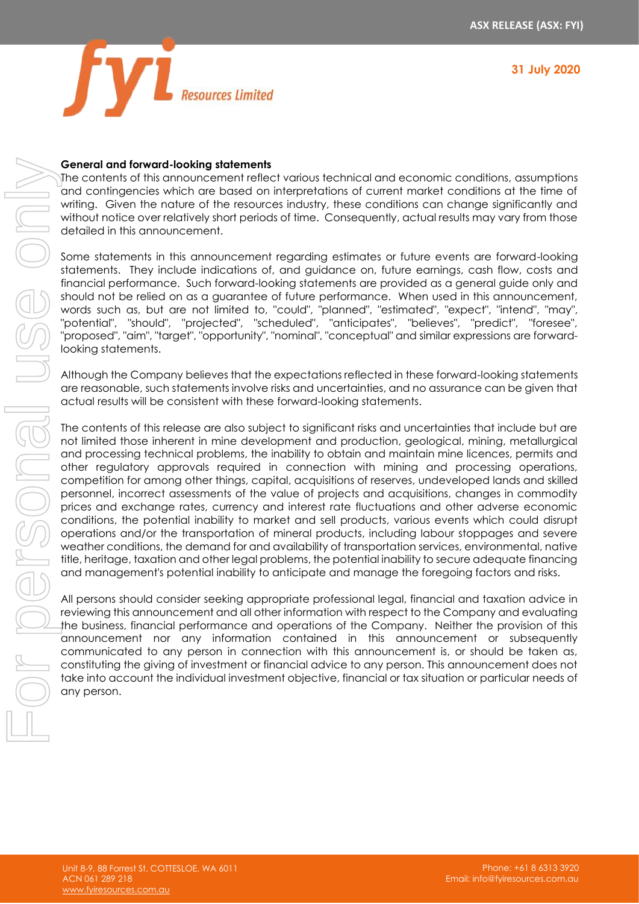### General and forward-looking statements

The contents of this announcement reflect various technical and economic conditions, assumptions and contingencies which are based on interpretations of current market conditions at the time of writing. Given the nature of the resources industry, these conditions can change significantly and without notice over relatively short periods of time. Consequently, actual results may vary from those detailed in this announcement.

Some statements in this announcement regarding estimates or future events are forward-looking statements. They include indications of, and guidance on, future earnings, cash flow, costs and financial performance. Such forward-looking statements are provided as a general guide only and should not be relied on as a guarantee of future performance. When used in this announcement, words such as, but are not limited to, "could", "planned", "estimated", "expect", "intend", "may", "potential", "should", "projected", "scheduled", "anticipates", "believes", "predict", "foresee", "proposed", "aim", "target", "opportunity", "nominal", "conceptual" and similar expressions are forward-looking statements.

Although the Company believes that the expectations reflected in these forward-looking statements are reasonable, such statements involve risks and uncertainties, and no assurance can be given that actual results will be consistent with these forward-looking statements.

The contents of this release are also subject to significant risks and uncertainties that include but are not limited those inherent in mine development and production, geological, mining, metallurgical and processing technical problems, the inability to obtain and maintain mine licences, permits and other regulatory approvals required in connection with mining and processing operations, competition for among other things, capital, acquisitions of reserves, undeveloped lands and skilled personnel, incorrect assessments of the value of projects and acquisitions, changes in commodity prices and exchange rates, currency and interest rate fluctuations and other adverse economic conditions, the potential inability to market and sell products, various events which could disrupt operations and/or the transportation of mineral products, including labour stoppages and severe weather conditions, the demand for and availability of transportation services, environmental, native title, heritage, taxation and other legal problems, the potential inability to secure adequate financing and management's potential inability to anticipate and manage the foregoing factors and risks.

All persons should consider seeking appropriate professional legal, financial and taxation advice in reviewing this announcement and all other information with respect to the Company and evaluating the business, financial performance and operations of the Company. Neither the provision of this announcement nor any information contained in this announcement or subsequently communicated to any person in connection with this announcement is, or should be taken as, constituting the giving of investment or financial advice to any person. This announcement does not take into account the individual investment objective, financial or tax situation or particular needs of any person.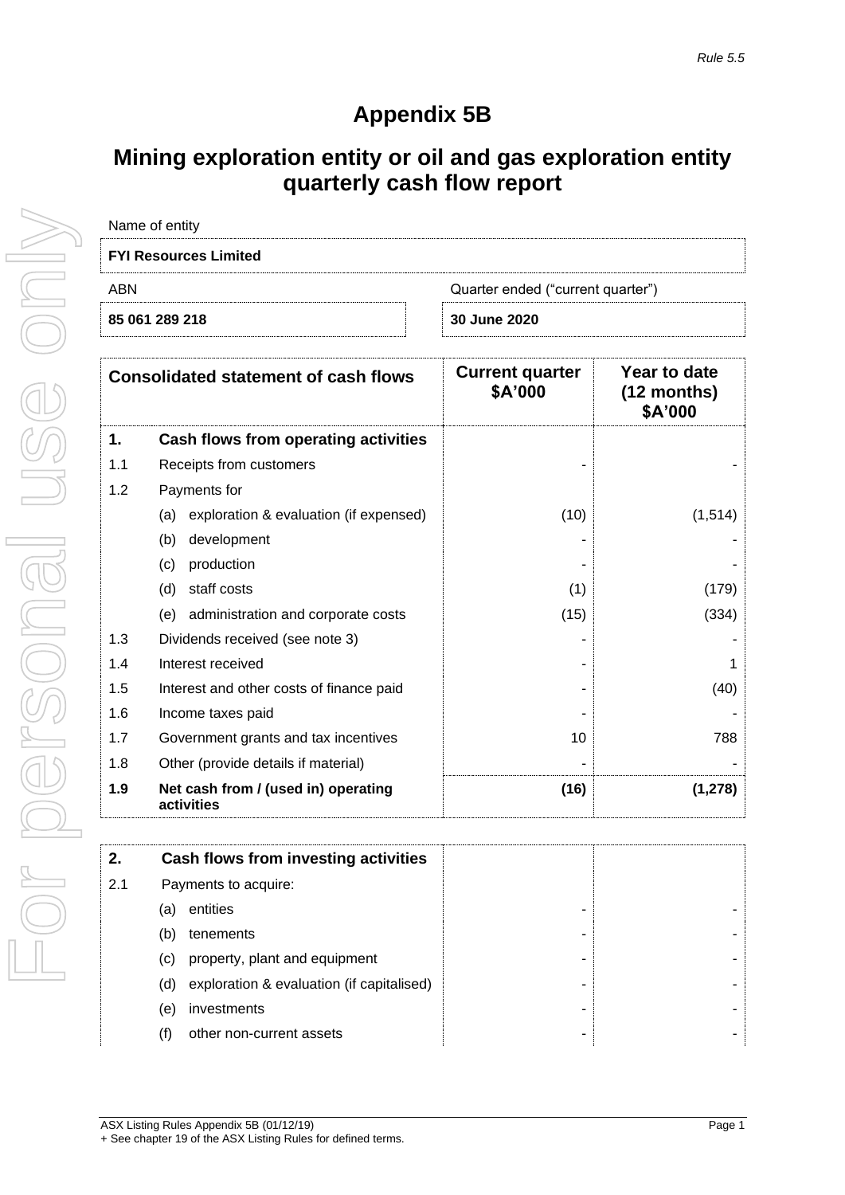Rule 5.5

# Appendix 5B

## Mining exploration entity or oil and gas exploration entity quarterly cash flow report

| | |
|---|---|
| Name of entity | |
| **FYI Resources Limited** | |
| ABN | Quarter ended ("current quarter") |
| **85 061 289 218** | **30 June 2020** |

| **Consolidated statement of cash flows** | | **Current quarter $A'000** | **Year to date (12 months) $A'000** |
|---|---|---|---|
| **1.** | **Cash flows from operating activities** | | |
| 1.1 | Receipts from customers | - | - |
| 1.2 | Payments for | | |
| | (a) exploration & evaluation (if expensed) | (10) | (1,514) |
| | (b) development | - | - |
| | (c) production | - | - |
| | (d) staff costs | (1) | (179) |
| | (e) administration and corporate costs | (15) | (334) |
| 1.3 | Dividends received (see note 3) | - | - |
| 1.4 | Interest received | - | 1 |
| 1.5 | Interest and other costs of finance paid | - | (40) |
| 1.6 | Income taxes paid | - | - |
| 1.7 | Government grants and tax incentives | 10 | 788 |
| 1.8 | Other (provide details if material) | - | - |
| **1.9** | **Net cash from / (used in) operating activities** | **(16)** | **(1,278)** |

| | | | |
|---|---|---|---|
| **2.** | **Cash flows from investing activities** | | |
| 2.1 | Payments to acquire: | | |
| | (a) entities | - | - |
| | (b) tenements | - | - |
| | (c) property, plant and equipment | - | - |
| | (d) exploration & evaluation (if capitalised) | - | - |
| | (e) investments | - | - |
| | (f) other non-current assets | - | - |

ASX Listing Rules Appendix 5B (01/12/19)
+ See chapter 19 of the ASX Listing Rules for defined terms.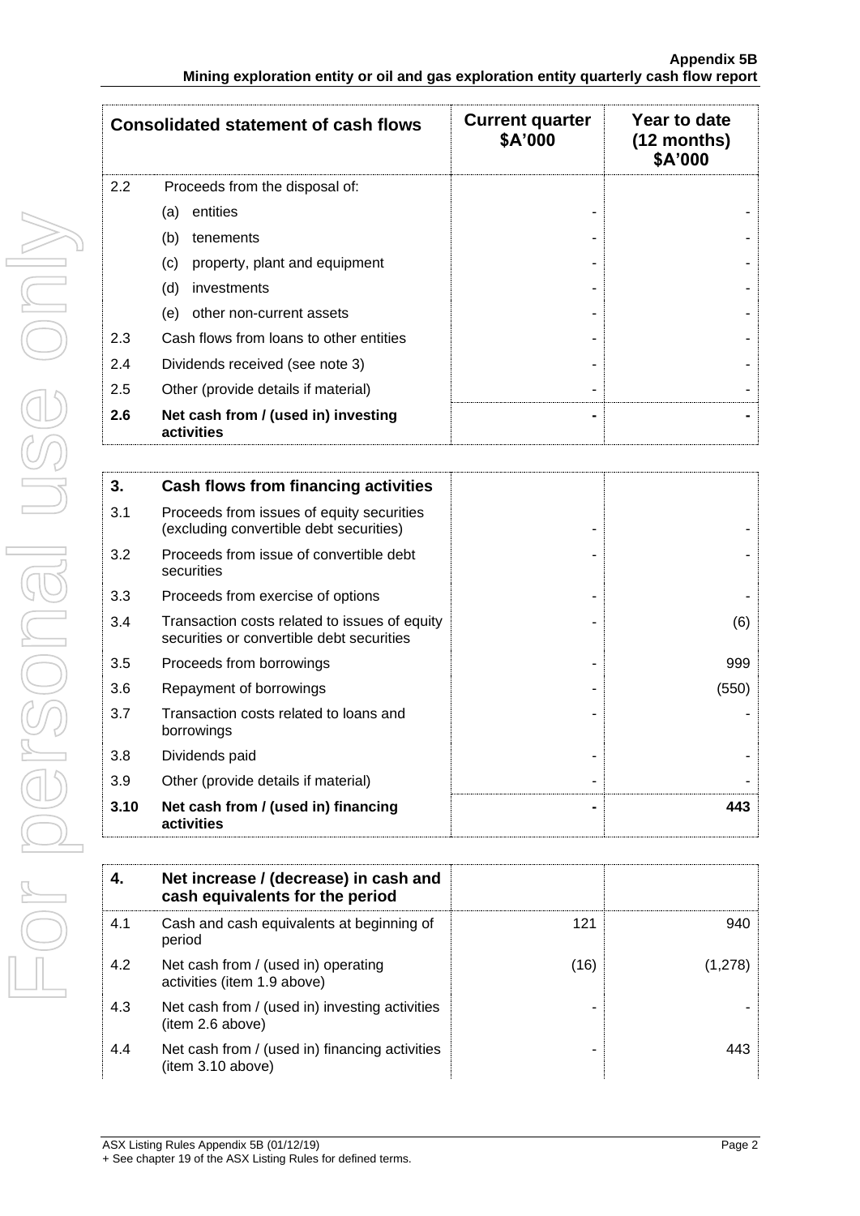| Consolidated statement of cash flows | | Current quarter $A'000 | Year to date (12 months) $A'000 |
|---|---|---|---|
| 2.2 | Proceeds from the disposal of: | | |
| | (a) entities | - | - |
| | (b) tenements | - | - |
| | (c) property, plant and equipment | - | - |
| | (d) investments | - | - |
| | (e) other non-current assets | - | - |
| 2.3 | Cash flows from loans to other entities | - | - |
| 2.4 | Dividends received (see note 3) | - | - |
| 2.5 | Other (provide details if material) | - | - |
| **2.6** | **Net cash from / (used in) investing activities** | **-** | **-** |

| | | | |
|---|---|---|---|
| **3.** | **Cash flows from financing activities** | | |
| 3.1 | Proceeds from issues of equity securities (excluding convertible debt securities) | - | - |
| 3.2 | Proceeds from issue of convertible debt securities | - | - |
| 3.3 | Proceeds from exercise of options | - | - |
| 3.4 | Transaction costs related to issues of equity securities or convertible debt securities | - | (6) |
| 3.5 | Proceeds from borrowings | - | 999 |
| 3.6 | Repayment of borrowings | - | (550) |
| 3.7 | Transaction costs related to loans and borrowings | - | - |
| 3.8 | Dividends paid | - | - |
| 3.9 | Other (provide details if material) | - | - |
| **3.10** | **Net cash from / (used in) financing activities** | **-** | **443** |

| | | | |
|---|---|---|---|
| **4.** | **Net increase / (decrease) in cash and cash equivalents for the period** | | |
| 4.1 | Cash and cash equivalents at beginning of period | 121 | 940 |
| 4.2 | Net cash from / (used in) operating activities (item 1.9 above) | (16) | (1,278) |
| 4.3 | Net cash from / (used in) investing activities (item 2.6 above) | - | - |
| 4.4 | Net cash from / (used in) financing activities (item 3.10 above) | - | 443 |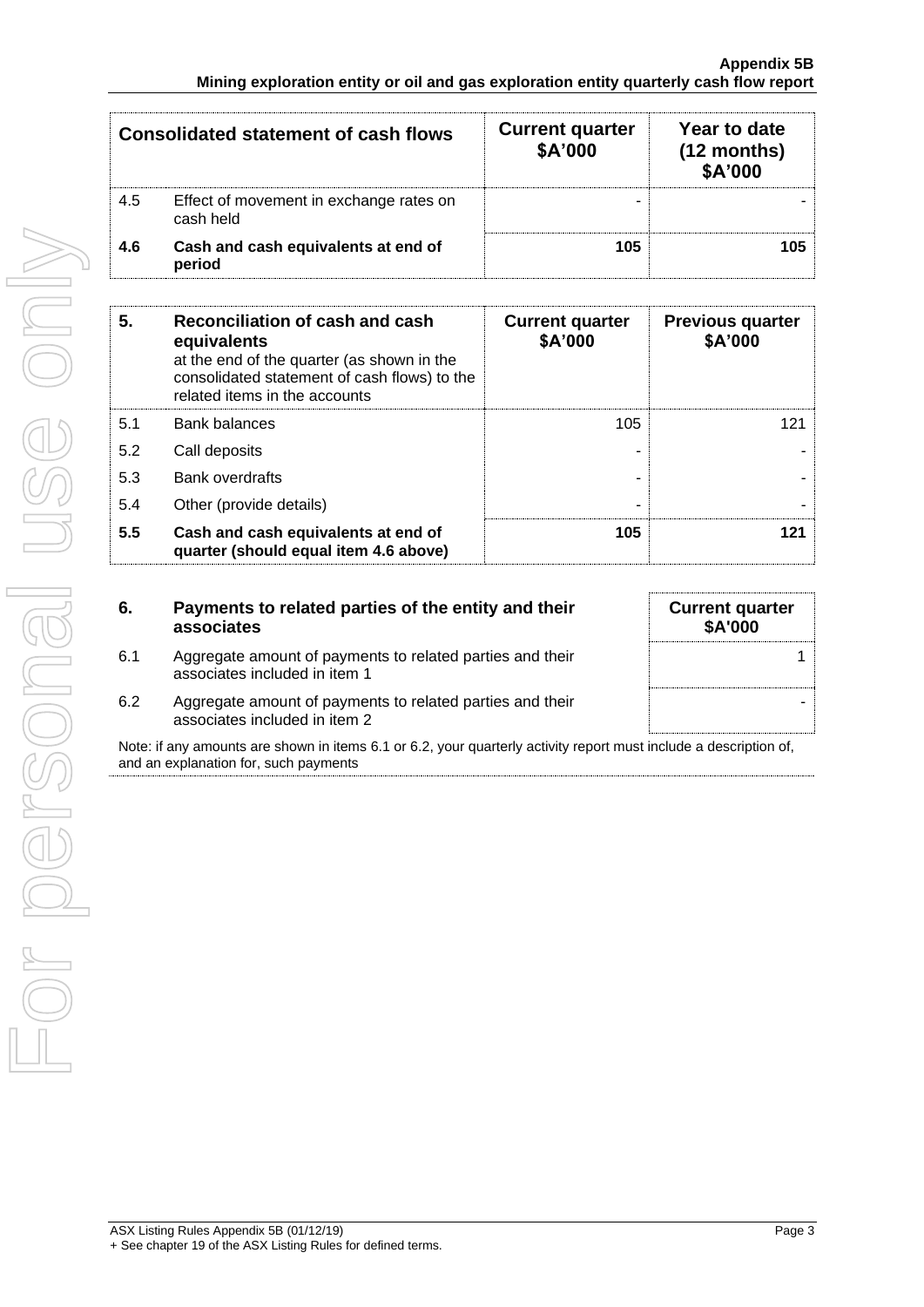| Consolidated statement of cash flows | | Current quarter $A'000 | Year to date (12 months) $A'000 |
|---|---|---|---|
| 4.5 | Effect of movement in exchange rates on cash held | - | - |
| **4.6** | **Cash and cash equivalents at end of period** | **105** | **105** |

| **5.** | **Reconciliation of cash and cash equivalents** at the end of the quarter (as shown in the consolidated statement of cash flows) to the related items in the accounts | **Current quarter $A'000** | **Previous quarter $A'000** |
|---|---|---|---|
| 5.1 | Bank balances | 105 | 121 |
| 5.2 | Call deposits | - | - |
| 5.3 | Bank overdrafts | - | - |
| 5.4 | Other (provide details) | - | - |
| **5.5** | **Cash and cash equivalents at end of quarter (should equal item 4.6 above)** | **105** | **121** |

| **6.** | **Payments to related parties of the entity and their associates** | **Current quarter $A'000** |
|---|---|---|
| 6.1 | Aggregate amount of payments to related parties and their associates included in item 1 | 1 |
| 6.2 | Aggregate amount of payments to related parties and their associates included in item 2 | - |

Note: if any amounts are shown in items 6.1 or 6.2, your quarterly activity report must include a description of, and an explanation for, such payments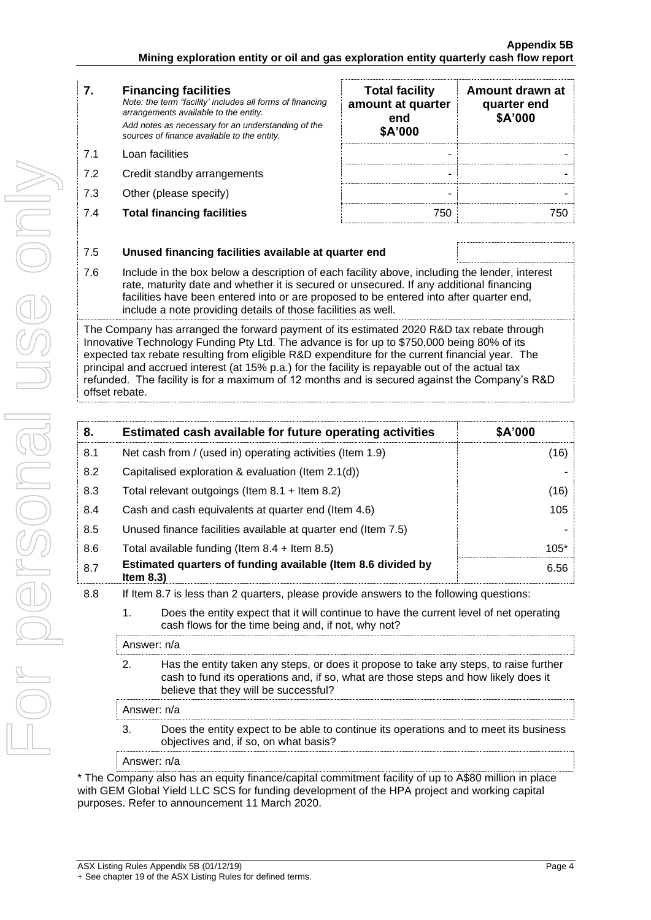| 7. | **Financing facilities** *Note: the term "facility' includes all forms of financing arrangements available to the entity.* *Add notes as necessary for an understanding of the sources of finance available to the entity.* | **Total facility amount at quarter end \$A'000** | **Amount drawn at quarter end \$A'000** |
|---|---|---|---|
| 7.1 | Loan facilities | - | - |
| 7.2 | Credit standby arrangements | - | - |
| 7.3 | Other (please specify) | - | - |
| 7.4 | **Total financing facilities** | 750 | 750 |

| | | |
|---|---|---|
| 7.5 | **Unused financing facilities available at quarter end** | |
| 7.6 | Include in the box below a description of each facility above, including the lender, interest rate, maturity date and whether it is secured or unsecured. If any additional financing facilities have been entered into or are proposed to be entered into after quarter end, include a note providing details of those facilities as well. | |

The Company has arranged the forward payment of its estimated 2020 R&D tax rebate through Innovative Technology Funding Pty Ltd. The advance is for up to $750,000 being 80% of its expected tax rebate resulting from eligible R&D expenditure for the current financial year. The principal and accrued interest (at 15% p.a.) for the facility is repayable out of the actual tax refunded. The facility is for a maximum of 12 months and is secured against the Company's R&D offset rebate.

| 8. | **Estimated cash available for future operating activities** | **\$A'000** |
|---|---|---|
| 8.1 | Net cash from / (used in) operating activities (Item 1.9) | (16) |
| 8.2 | Capitalised exploration & evaluation (Item 2.1(d)) | - |
| 8.3 | Total relevant outgoings (Item 8.1 + Item 8.2) | (16) |
| 8.4 | Cash and cash equivalents at quarter end (Item 4.6) | 105 |
| 8.5 | Unused finance facilities available at quarter end (Item 7.5) | - |
| 8.6 | Total available funding (Item 8.4 + Item 8.5) | 105* |
| 8.7 | **Estimated quarters of funding available (Item 8.6 divided by Item 8.3)** | 6.56 |

8.8 If Item 8.7 is less than 2 quarters, please provide answers to the following questions:

1. Does the entity expect that it will continue to have the current level of net operating cash flows for the time being and, if not, why not?

Answer: n/a

2. Has the entity taken any steps, or does it propose to take any steps, to raise further cash to fund its operations and, if so, what are those steps and how likely does it believe that they will be successful?

Answer: n/a

3. Does the entity expect to be able to continue its operations and to meet its business objectives and, if so, on what basis?

Answer: n/a

* The Company also has an equity finance/capital commitment facility of up to A$80 million in place with GEM Global Yield LLC SCS for funding development of the HPA project and working capital purposes. Refer to announcement 11 March 2020.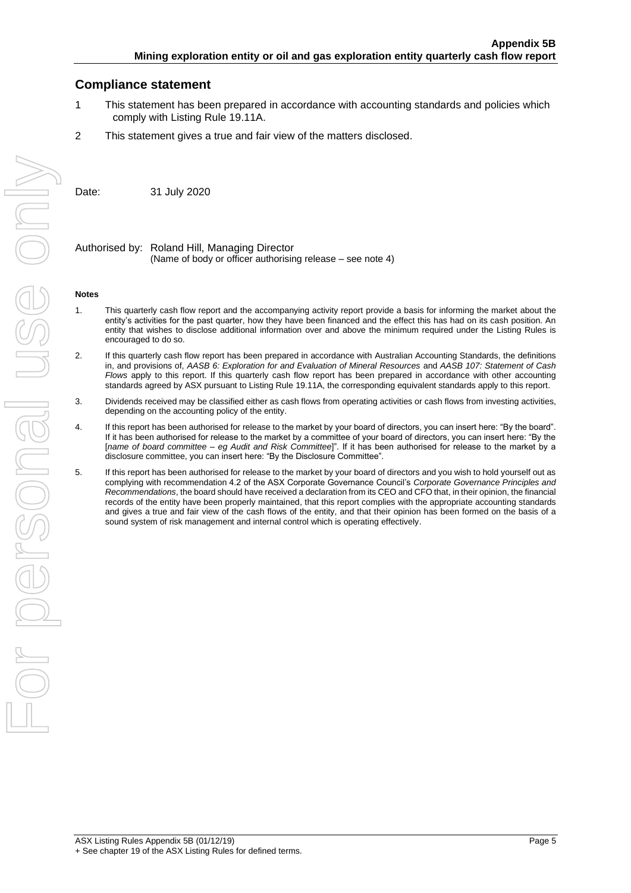## Compliance statement

1. This statement has been prepared in accordance with accounting standards and policies which comply with Listing Rule 19.11A.
2. This statement gives a true and fair view of the matters disclosed.

Date: 31 July 2020

Authorised by: Roland Hill, Managing Director
(Name of body or officer authorising release – see note 4)

**Notes**

1. This quarterly cash flow report and the accompanying activity report provide a basis for informing the market about the entity's activities for the past quarter, how they have been financed and the effect this has had on its cash position. An entity that wishes to disclose additional information over and above the minimum required under the Listing Rules is encouraged to do so.
2. If this quarterly cash flow report has been prepared in accordance with Australian Accounting Standards, the definitions in, and provisions of, *AASB 6: Exploration for and Evaluation of Mineral Resources* and *AASB 107: Statement of Cash Flows* apply to this report. If this quarterly cash flow report has been prepared in accordance with other accounting standards agreed by ASX pursuant to Listing Rule 19.11A, the corresponding equivalent standards apply to this report.
3. Dividends received may be classified either as cash flows from operating activities or cash flows from investing activities, depending on the accounting policy of the entity.
4. If this report has been authorised for release to the market by your board of directors, you can insert here: "By the board". If it has been authorised for release to the market by a committee of your board of directors, you can insert here: "By the [*name of board committee – eg Audit and Risk Committee*]". If it has been authorised for release to the market by a disclosure committee, you can insert here: "By the Disclosure Committee".
5. If this report has been authorised for release to the market by your board of directors and you wish to hold yourself out as complying with recommendation 4.2 of the ASX Corporate Governance Council's *Corporate Governance Principles and Recommendations*, the board should have received a declaration from its CEO and CFO that, in their opinion, the financial records of the entity have been properly maintained, that this report complies with the appropriate accounting standards and gives a true and fair view of the cash flows of the entity, and that their opinion has been formed on the basis of a sound system of risk management and internal control which is operating effectively.